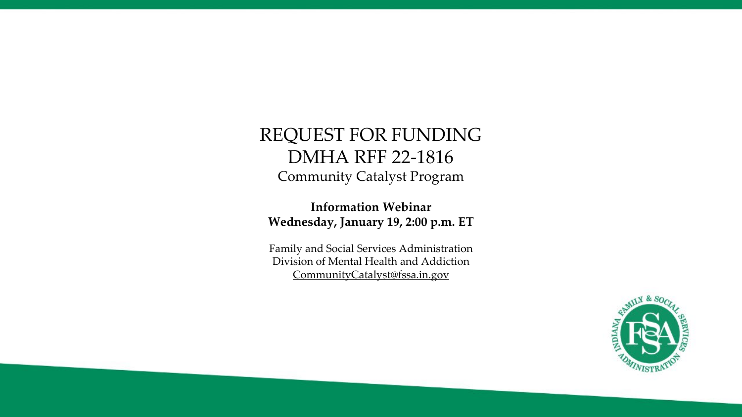# REQUEST FOR FUNDING
# DMHA RFF 22-1816

## Community Catalyst Program

**Information Webinar**
**Wednesday, January 19, 2:00 p.m. ET**

Family and Social Services Administration
Division of Mental Health and Addiction
CommunityCatalyst@fssa.in.gov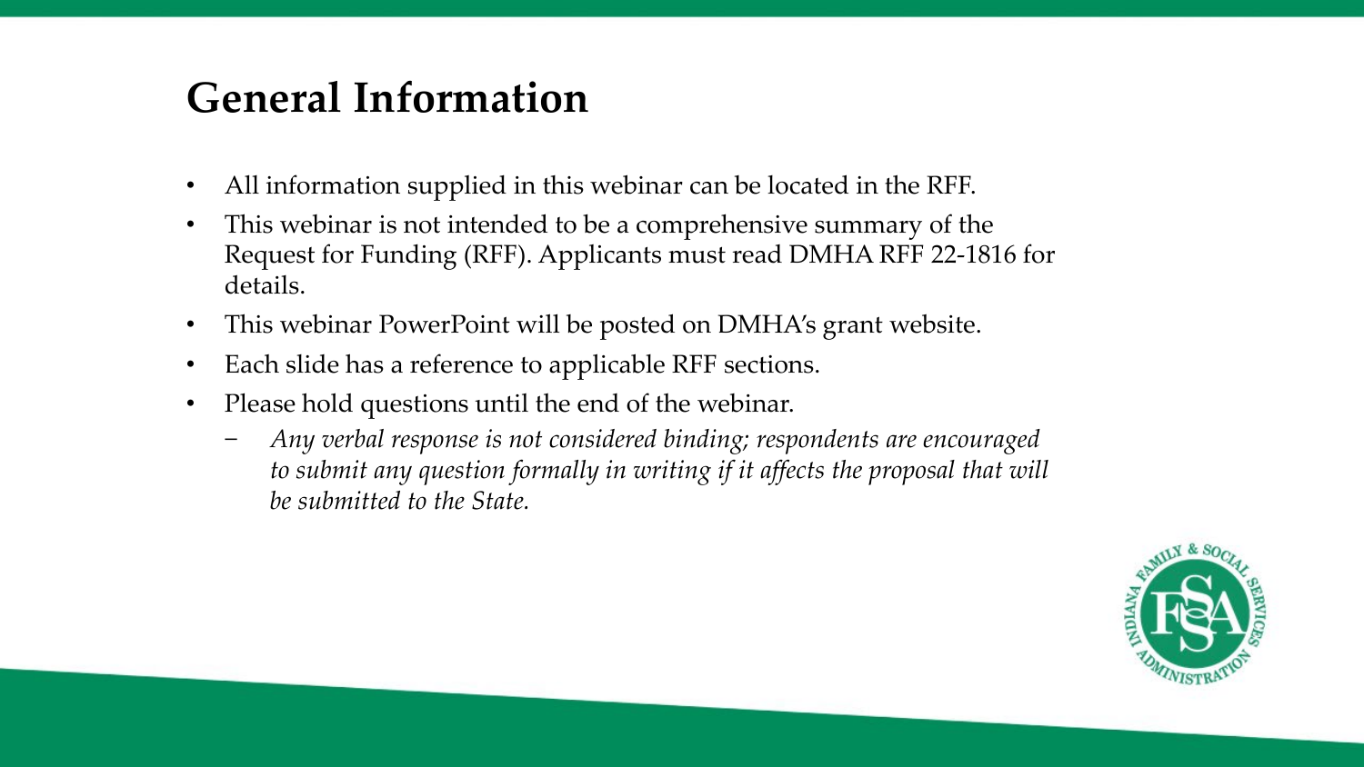# General Information

- All information supplied in this webinar can be located in the RFF.
- This webinar is not intended to be a comprehensive summary of the Request for Funding (RFF). Applicants must read DMHA RFF 22-1816 for details.
- This webinar PowerPoint will be posted on DMHA's grant website.
- Each slide has a reference to applicable RFF sections.
- Please hold questions until the end of the webinar.
  - *Any verbal response is not considered binding; respondents are encouraged to submit any question formally in writing if it affects the proposal that will be submitted to the State.*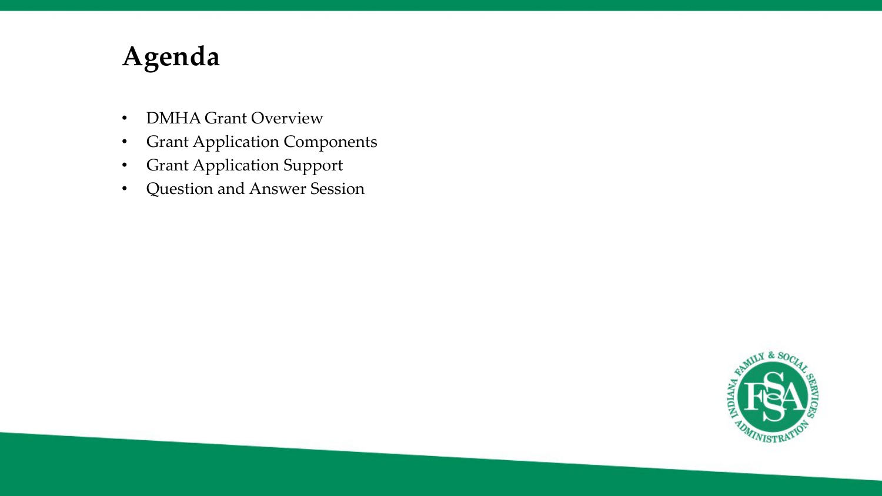# Agenda

- DMHA Grant Overview
- Grant Application Components
- Grant Application Support
- Question and Answer Session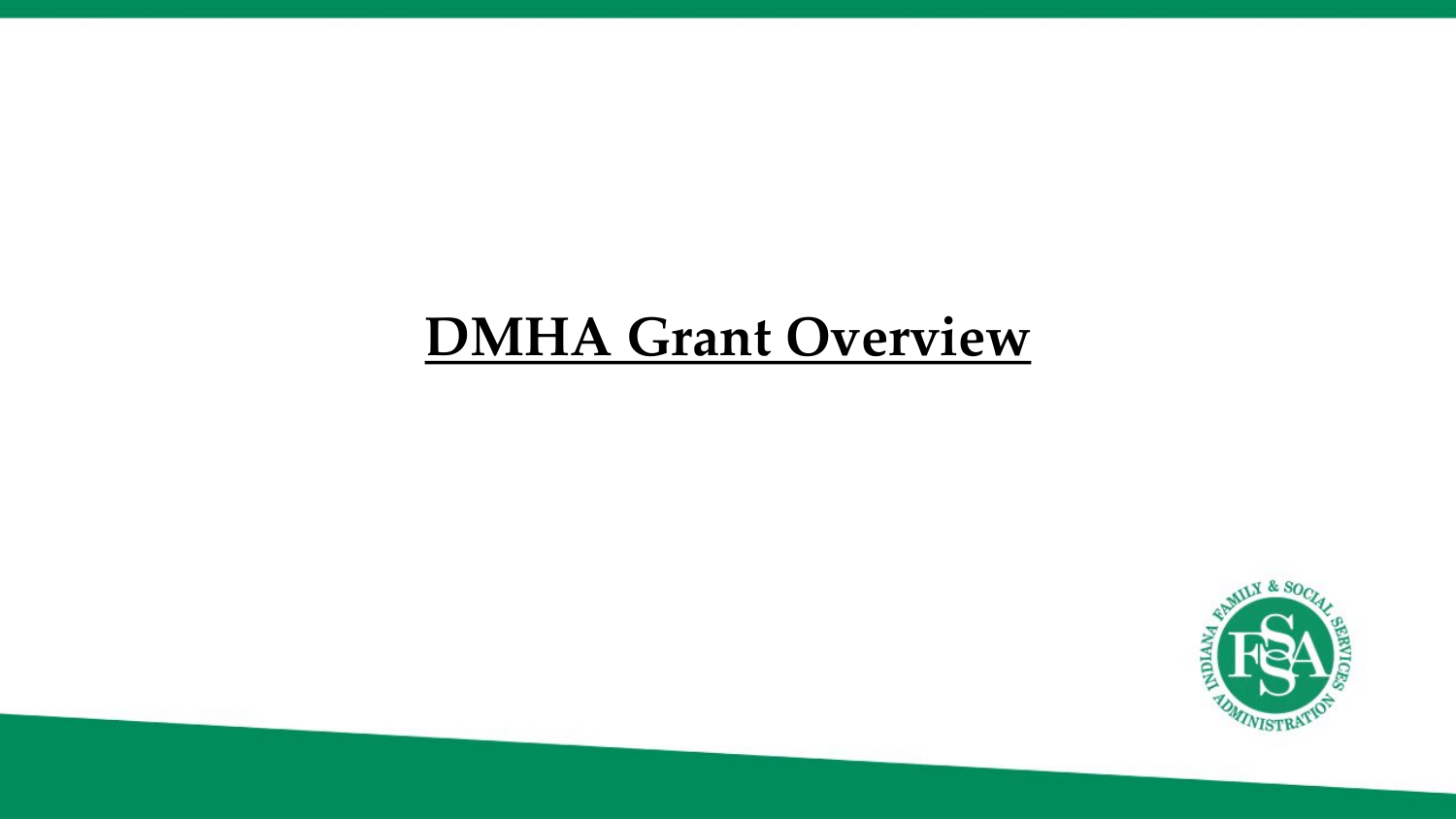# <u>DMHA Grant Overview</u>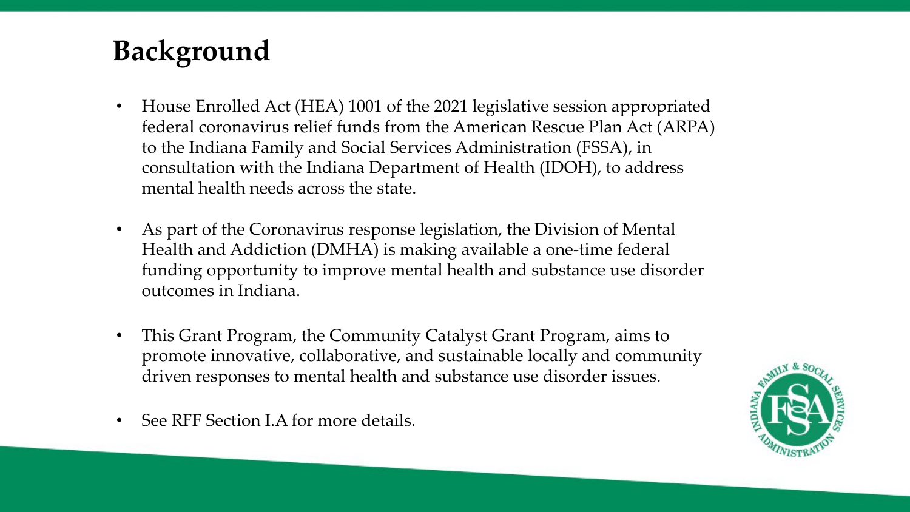# Background

- House Enrolled Act (HEA) 1001 of the 2021 legislative session appropriated federal coronavirus relief funds from the American Rescue Plan Act (ARPA) to the Indiana Family and Social Services Administration (FSSA), in consultation with the Indiana Department of Health (IDOH), to address mental health needs across the state.
- As part of the Coronavirus response legislation, the Division of Mental Health and Addiction (DMHA) is making available a one-time federal funding opportunity to improve mental health and substance use disorder outcomes in Indiana.
- This Grant Program, the Community Catalyst Grant Program, aims to promote innovative, collaborative, and sustainable locally and community driven responses to mental health and substance use disorder issues.
- See RFF Section I.A for more details.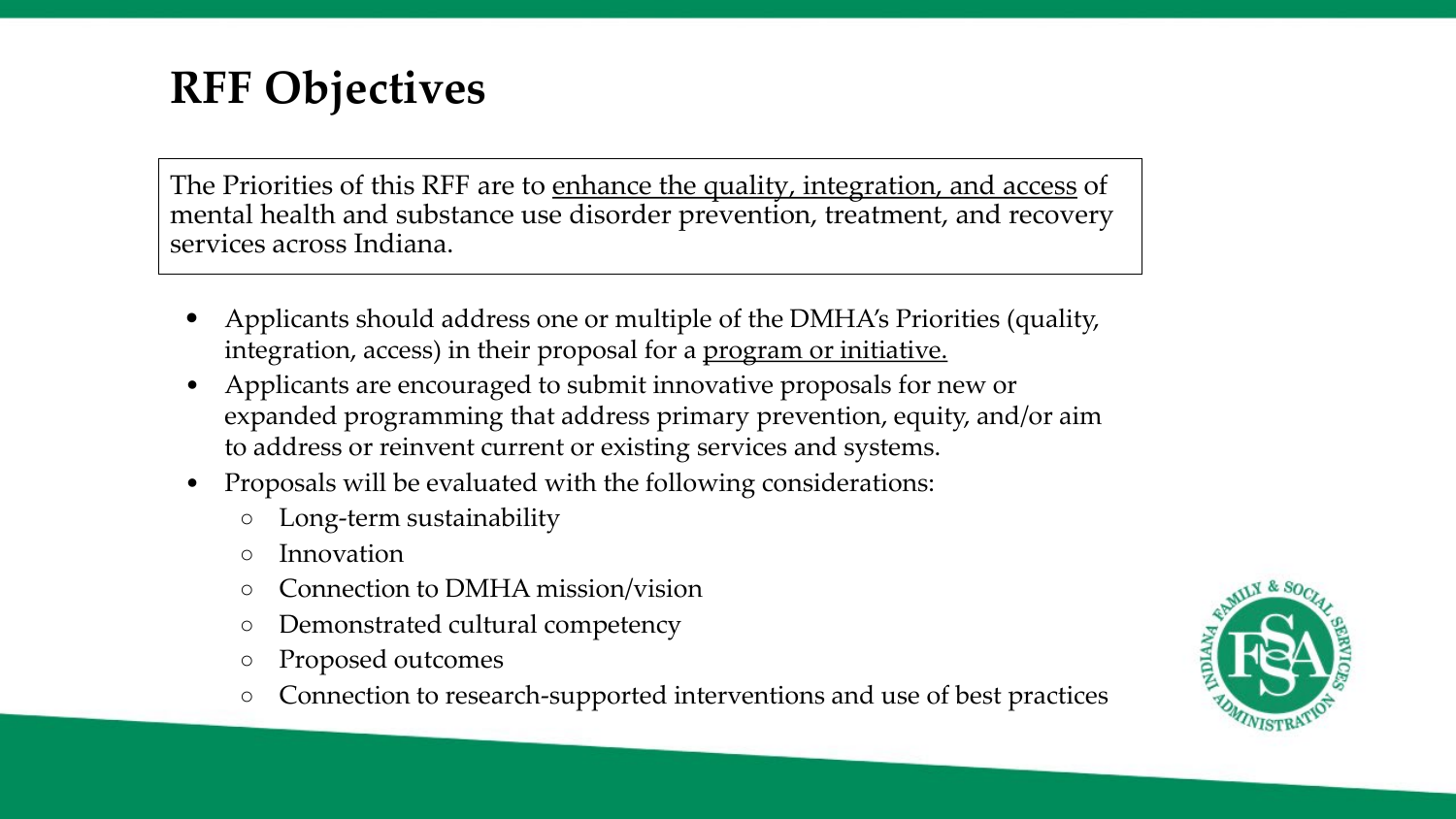# RFF Objectives

The Priorities of this RFF are to <u>enhance the quality, integration, and access</u> of mental health and substance use disorder prevention, treatment, and recovery services across Indiana.

- Applicants should address one or multiple of the DMHA's Priorities (quality, integration, access) in their proposal for a <u>program or initiative.</u>
- Applicants are encouraged to submit innovative proposals for new or expanded programming that address primary prevention, equity, and/or aim to address or reinvent current or existing services and systems.
- Proposals will be evaluated with the following considerations:
  - Long-term sustainability
  - Innovation
  - Connection to DMHA mission/vision
  - Demonstrated cultural competency
  - Proposed outcomes
  - Connection to research-supported interventions and use of best practices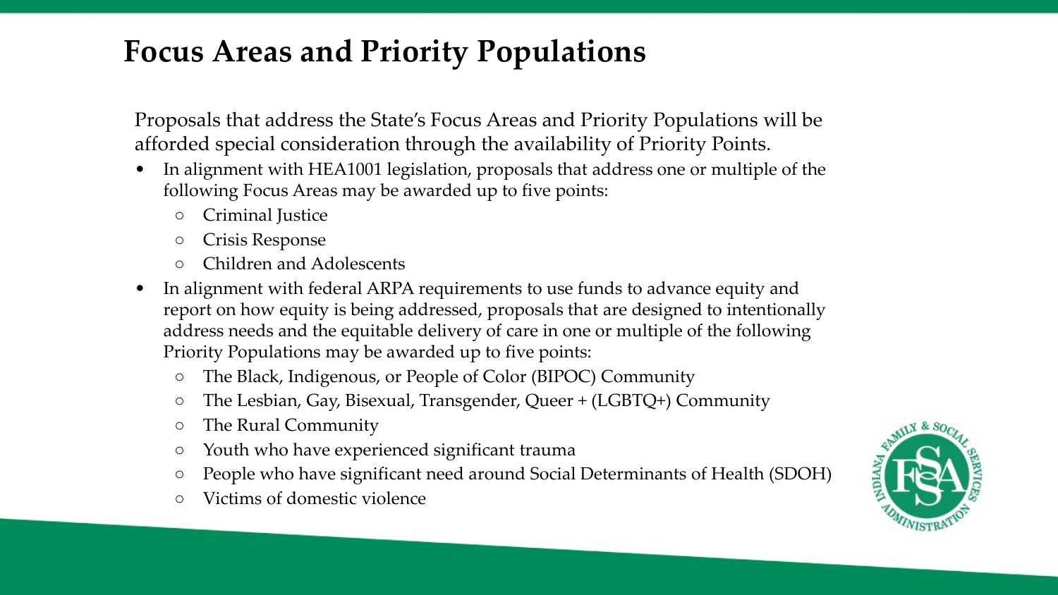# Focus Areas and Priority Populations

Proposals that address the State's Focus Areas and Priority Populations will be afforded special consideration through the availability of Priority Points.

- In alignment with HEA1001 legislation, proposals that address one or multiple of the following Focus Areas may be awarded up to five points:
  - Criminal Justice
  - Crisis Response
  - Children and Adolescents
- In alignment with federal ARPA requirements to use funds to advance equity and report on how equity is being addressed, proposals that are designed to intentionally address needs and the equitable delivery of care in one or multiple of the following Priority Populations may be awarded up to five points:
  - The Black, Indigenous, or People of Color (BIPOC) Community
  - The Lesbian, Gay, Bisexual, Transgender, Queer + (LGBTQ+) Community
  - The Rural Community
  - Youth who have experienced significant trauma
  - People who have significant need around Social Determinants of Health (SDOH)
  - Victims of domestic violence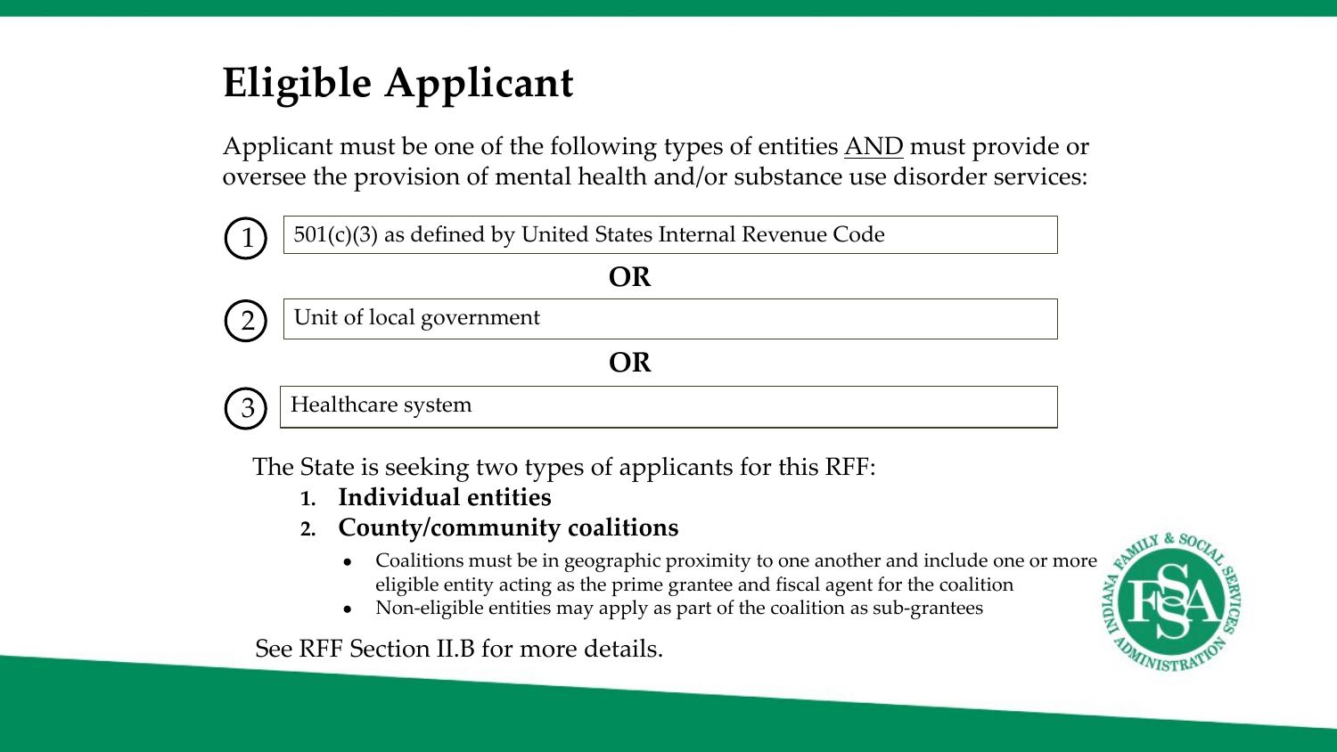# Eligible Applicant

Applicant must be one of the following types of entities AND must provide or oversee the provision of mental health and/or substance use disorder services:

1. 501(c)(3) as defined by United States Internal Revenue Code

**OR**

2. Unit of local government

**OR**

3. Healthcare system

The State is seeking two types of applicants for this RFF:

1. **Individual entities**
2. **County/community coalitions**
   - Coalitions must be in geographic proximity to one another and include one or more eligible entity acting as the prime grantee and fiscal agent for the coalition
   - Non-eligible entities may apply as part of the coalition as sub-grantees

See RFF Section II.B for more details.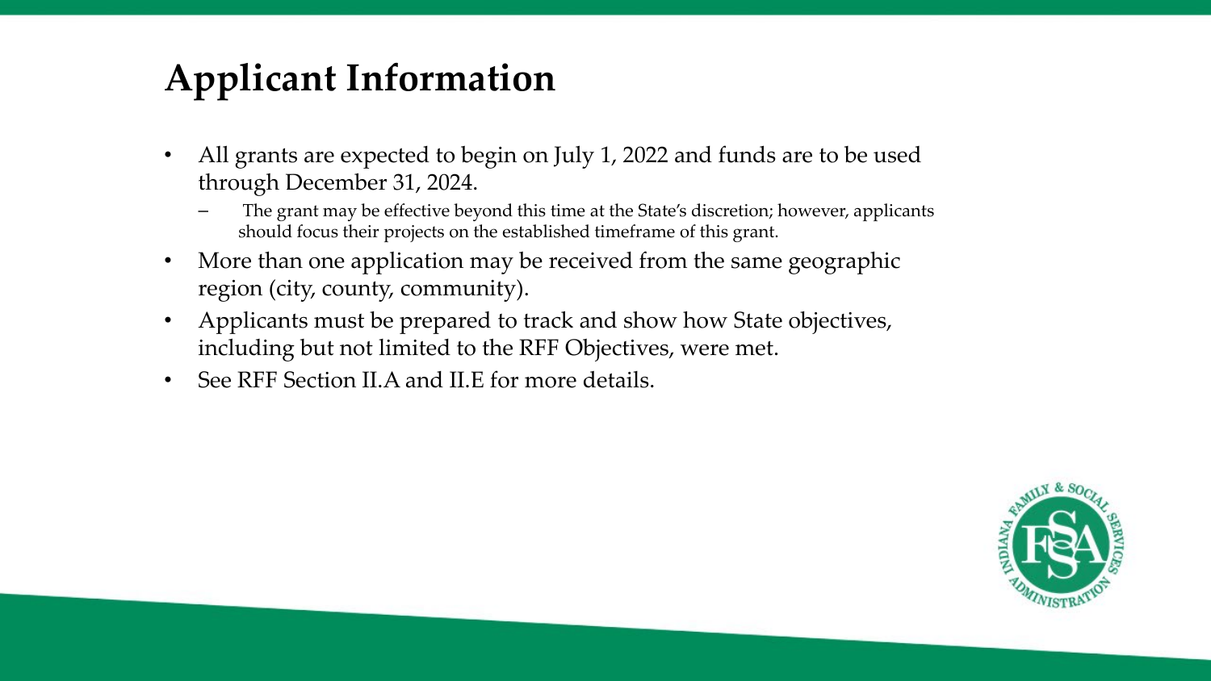# Applicant Information

- All grants are expected to begin on July 1, 2022 and funds are to be used through December 31, 2024.
  - The grant may be effective beyond this time at the State's discretion; however, applicants should focus their projects on the established timeframe of this grant.
- More than one application may be received from the same geographic region (city, county, community).
- Applicants must be prepared to track and show how State objectives, including but not limited to the RFF Objectives, were met.
- See RFF Section II.A and II.E for more details.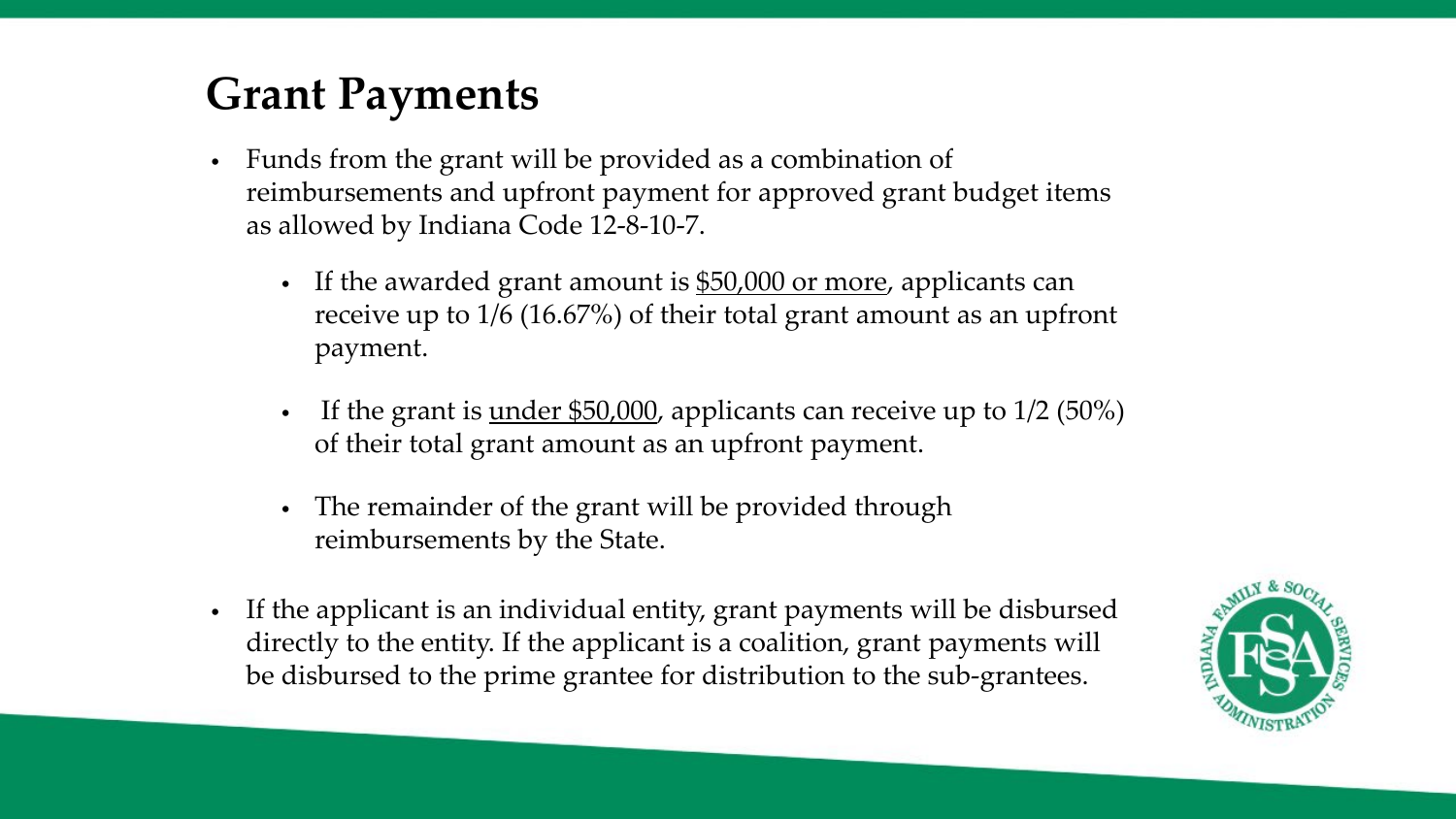# Grant Payments

- Funds from the grant will be provided as a combination of reimbursements and upfront payment for approved grant budget items as allowed by Indiana Code 12-8-10-7.
  - If the awarded grant amount is <u>$50,000 or more</u>, applicants can receive up to 1/6 (16.67%) of their total grant amount as an upfront payment.
  - If the grant is <u>under $50,000</u>, applicants can receive up to 1/2 (50%) of their total grant amount as an upfront payment.
  - The remainder of the grant will be provided through reimbursements by the State.
- If the applicant is an individual entity, grant payments will be disbursed directly to the entity. If the applicant is a coalition, grant payments will be disbursed to the prime grantee for distribution to the sub-grantees.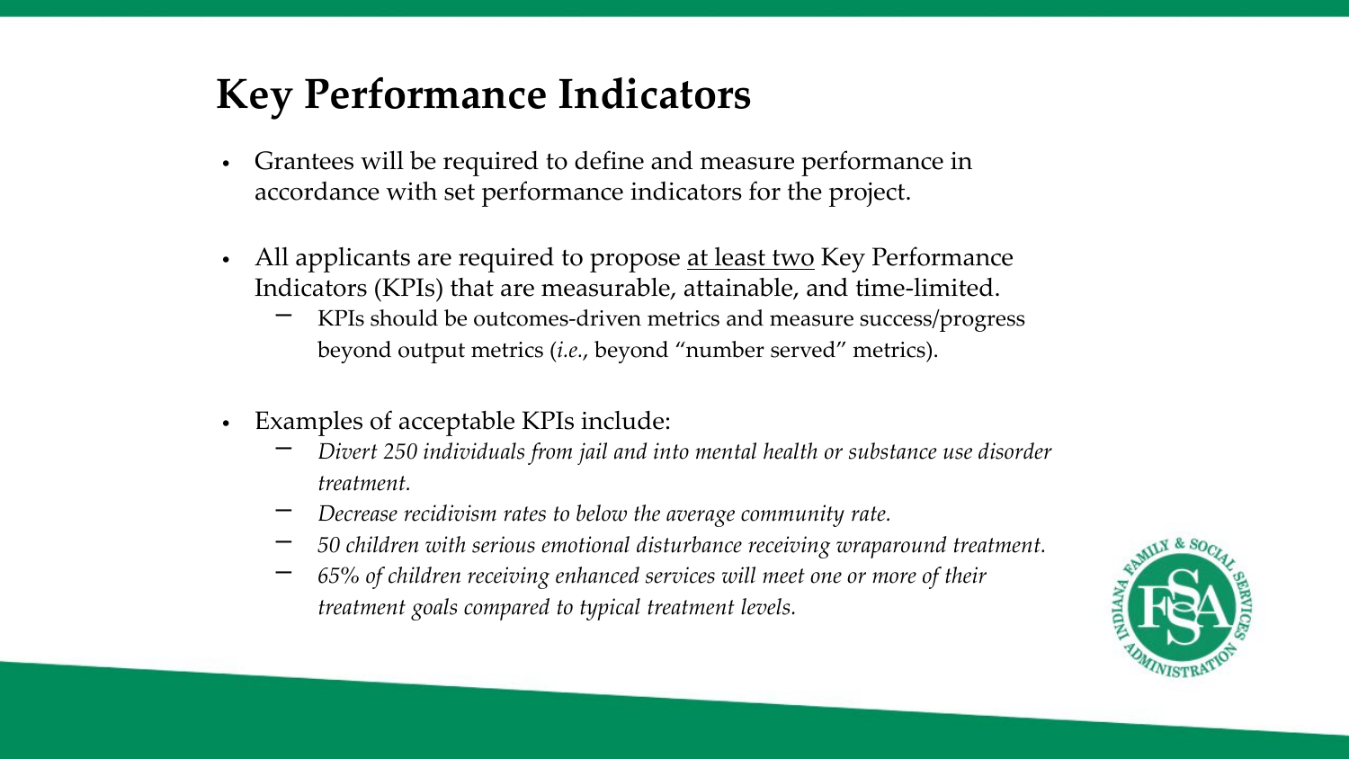# Key Performance Indicators

- Grantees will be required to define and measure performance in accordance with set performance indicators for the project.
- All applicants are required to propose <u>at least two</u> Key Performance Indicators (KPIs) that are measurable, attainable, and time-limited.
  - KPIs should be outcomes-driven metrics and measure success/progress beyond output metrics (*i.e.*, beyond "number served" metrics).
- Examples of acceptable KPIs include:
  - *Divert 250 individuals from jail and into mental health or substance use disorder treatment.*
  - *Decrease recidivism rates to below the average community rate.*
  - *50 children with serious emotional disturbance receiving wraparound treatment.*
  - *65% of children receiving enhanced services will meet one or more of their treatment goals compared to typical treatment levels.*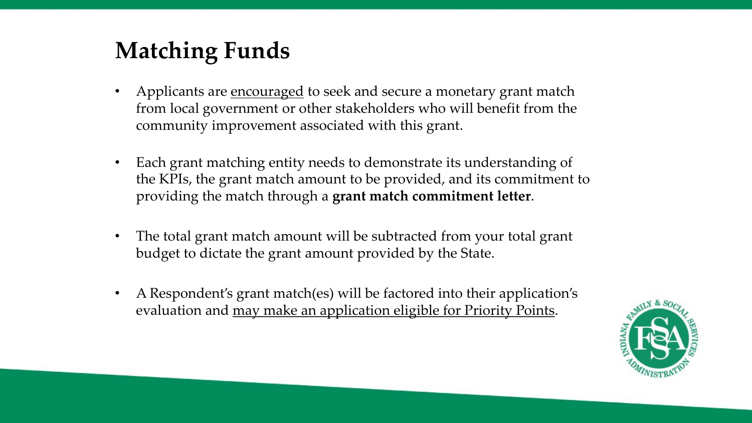# Matching Funds

- Applicants are <u>encouraged</u> to seek and secure a monetary grant match from local government or other stakeholders who will benefit from the community improvement associated with this grant.
- Each grant matching entity needs to demonstrate its understanding of the KPIs, the grant match amount to be provided, and its commitment to providing the match through a **grant match commitment letter**.
- The total grant match amount will be subtracted from your total grant budget to dictate the grant amount provided by the State.
- A Respondent's grant match(es) will be factored into their application's evaluation and <u>may make an application eligible for Priority Points</u>.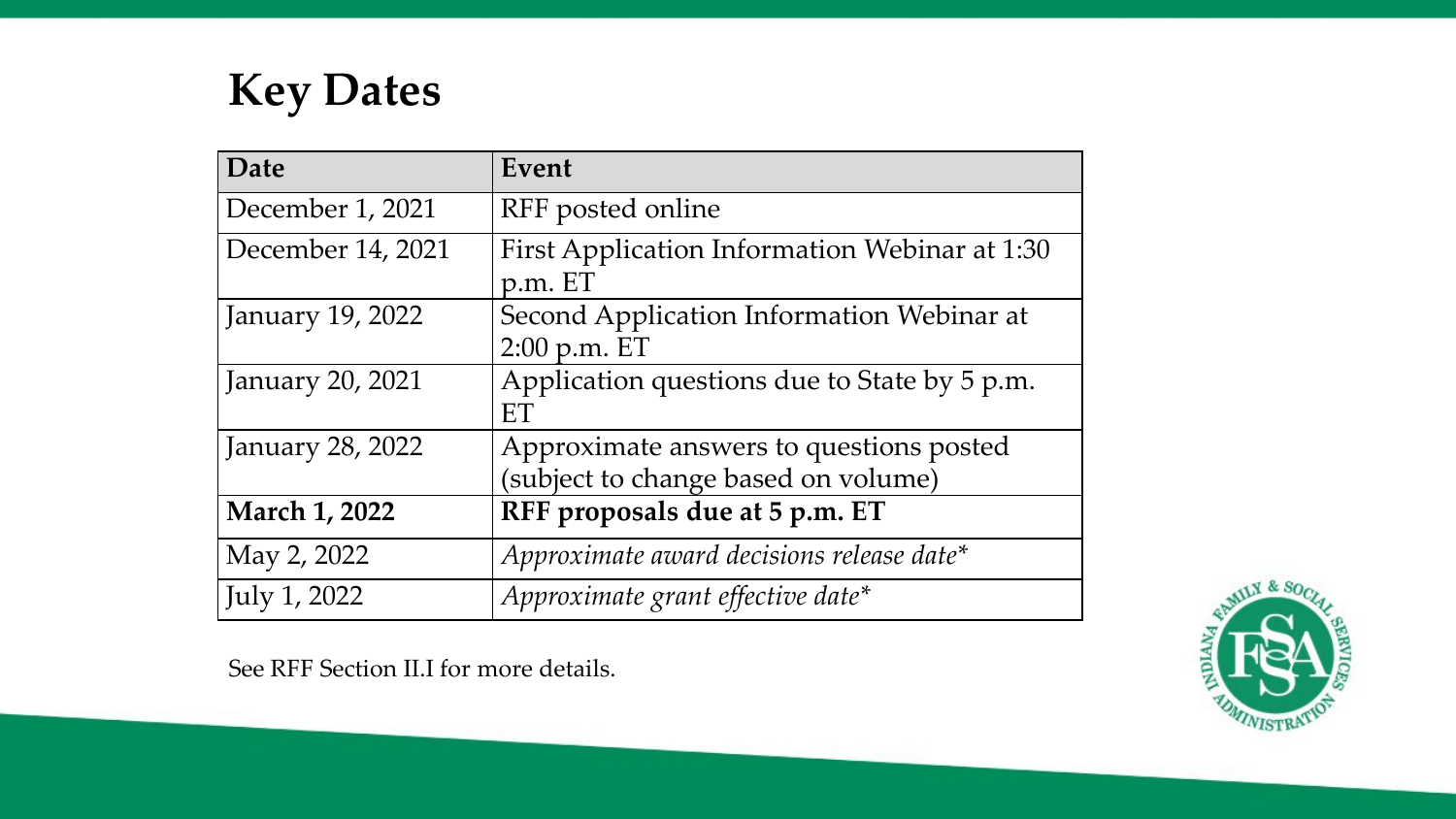# Key Dates

| Date | Event |
| --- | --- |
| December 1, 2021 | RFF posted online |
| December 14, 2021 | First Application Information Webinar at 1:30 p.m. ET |
| January 19, 2022 | Second Application Information Webinar at 2:00 p.m. ET |
| January 20, 2021 | Application questions due to State by 5 p.m. ET |
| January 28, 2022 | Approximate answers to questions posted (subject to change based on volume) |
| **March 1, 2022** | **RFF proposals due at 5 p.m. ET** |
| May 2, 2022 | *Approximate award decisions release date** |
| July 1, 2022 | *Approximate grant effective date** |

See RFF Section II.I for more details.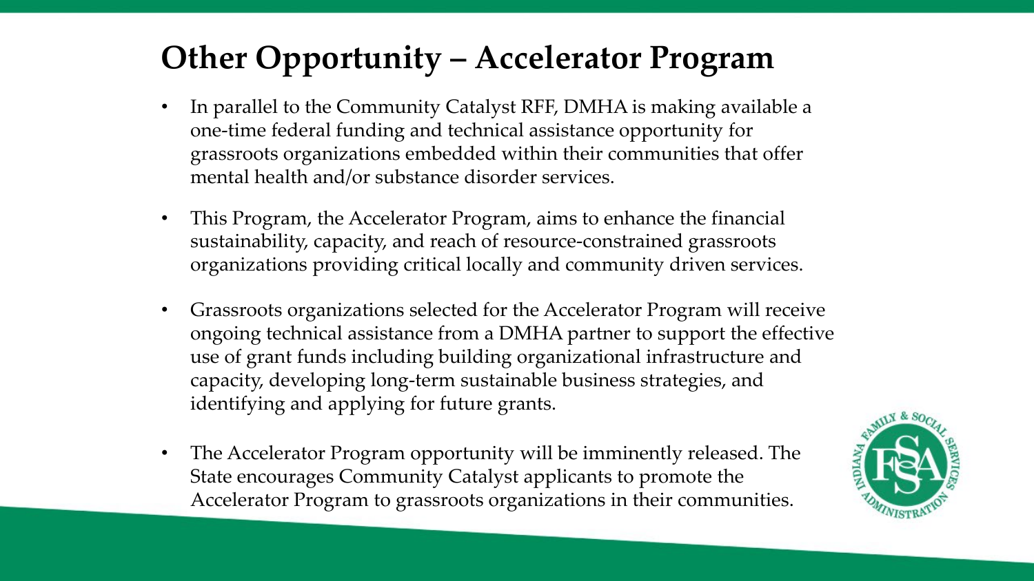# Other Opportunity – Accelerator Program

- In parallel to the Community Catalyst RFF, DMHA is making available a one-time federal funding and technical assistance opportunity for grassroots organizations embedded within their communities that offer mental health and/or substance disorder services.
- This Program, the Accelerator Program, aims to enhance the financial sustainability, capacity, and reach of resource-constrained grassroots organizations providing critical locally and community driven services.
- Grassroots organizations selected for the Accelerator Program will receive ongoing technical assistance from a DMHA partner to support the effective use of grant funds including building organizational infrastructure and capacity, developing long-term sustainable business strategies, and identifying and applying for future grants.
- The Accelerator Program opportunity will be imminently released. The State encourages Community Catalyst applicants to promote the Accelerator Program to grassroots organizations in their communities.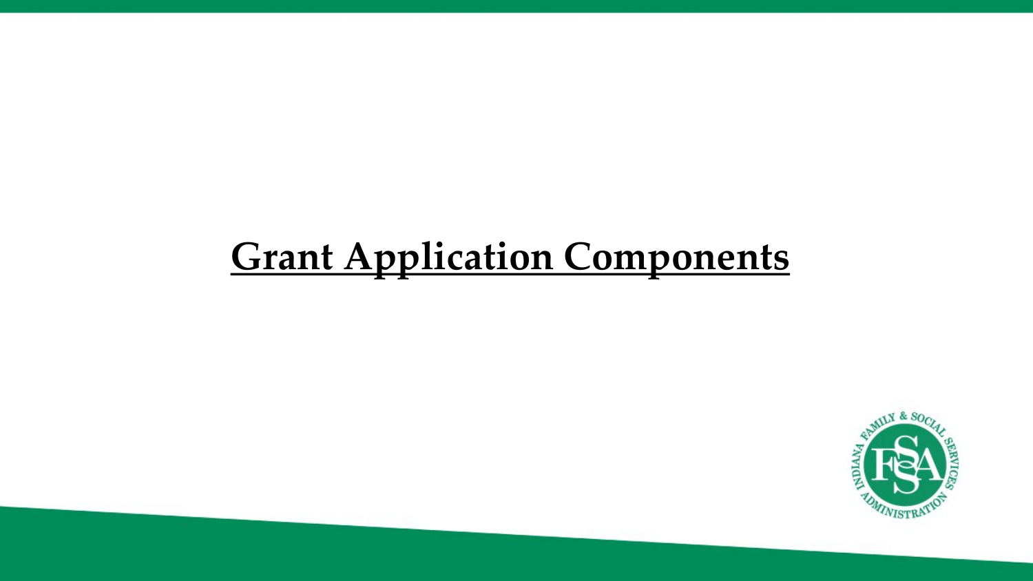# Grant Application Components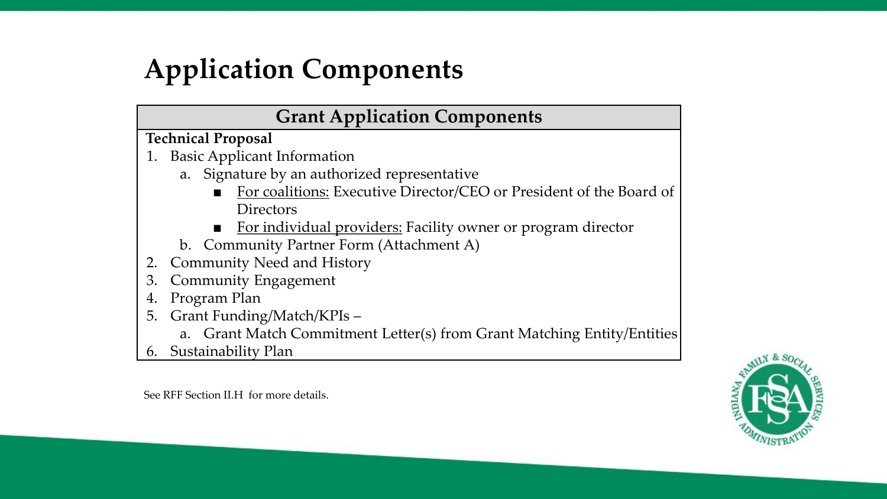# Application Components

## Grant Application Components

**Technical Proposal**

1. Basic Applicant Information
   a. Signature by an authorized representative
      - For coalitions: Executive Director/CEO or President of the Board of Directors
      - For individual providers: Facility owner or program director

   b. Community Partner Form (Attachment A)
2. Community Need and History
3. Community Engagement
4. Program Plan
5. Grant Funding/Match/KPIs –
   a. Grant Match Commitment Letter(s) from Grant Matching Entity/Entities
6. Sustainability Plan

See RFF Section II.H for more details.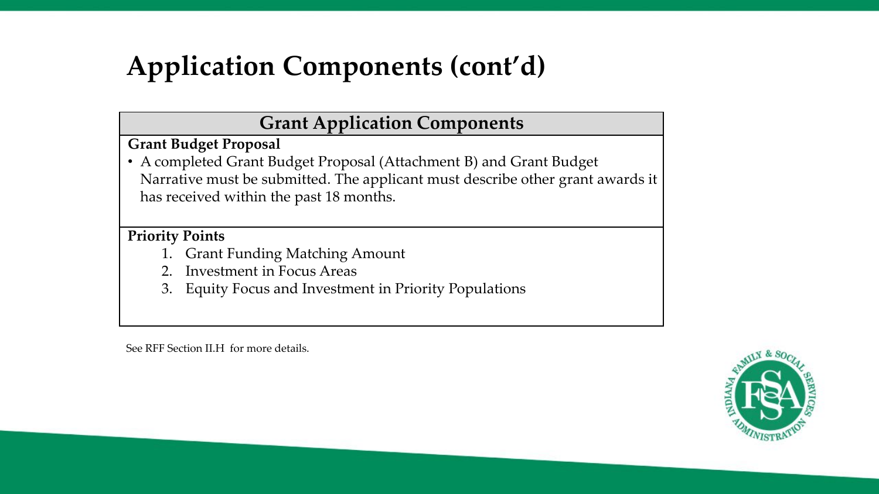# Application Components (cont'd)

| Grant Application Components |
| --- |
| **Grant Budget Proposal**<br>• A completed Grant Budget Proposal (Attachment B) and Grant Budget Narrative must be submitted. The applicant must describe other grant awards it has received within the past 18 months. |
| **Priority Points**<br>1. Grant Funding Matching Amount<br>2. Investment in Focus Areas<br>3. Equity Focus and Investment in Priority Populations |

See RFF Section II.H for more details.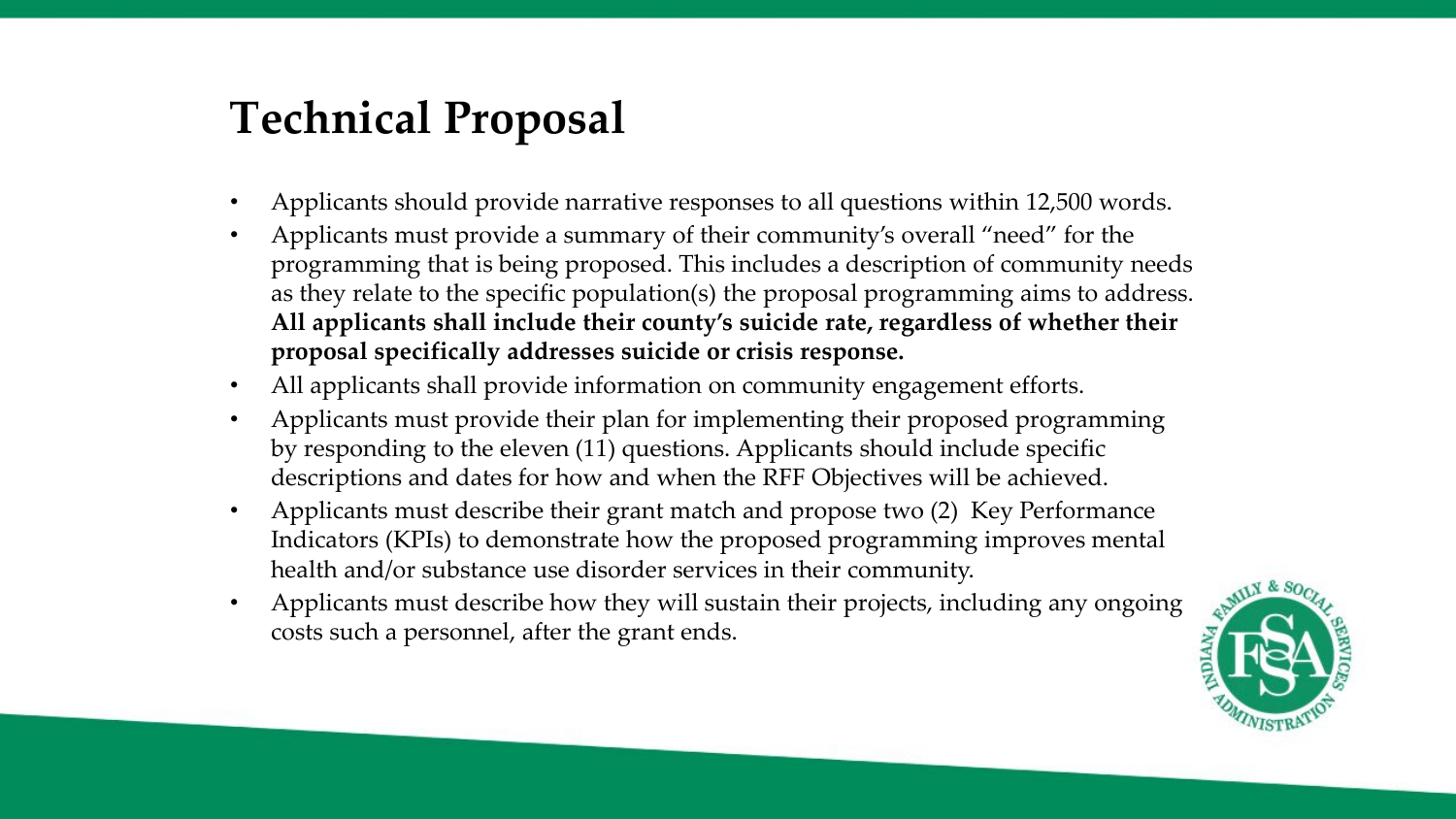# Technical Proposal

- Applicants should provide narrative responses to all questions within 12,500 words.
- Applicants must provide a summary of their community's overall "need" for the programming that is being proposed. This includes a description of community needs as they relate to the specific population(s) the proposal programming aims to address. **All applicants shall include their county's suicide rate, regardless of whether their proposal specifically addresses suicide or crisis response.**
- All applicants shall provide information on community engagement efforts.
- Applicants must provide their plan for implementing their proposed programming by responding to the eleven (11) questions. Applicants should include specific descriptions and dates for how and when the RFF Objectives will be achieved.
- Applicants must describe their grant match and propose two (2) Key Performance Indicators (KPIs) to demonstrate how the proposed programming improves mental health and/or substance use disorder services in their community.
- Applicants must describe how they will sustain their projects, including any ongoing costs such a personnel, after the grant ends.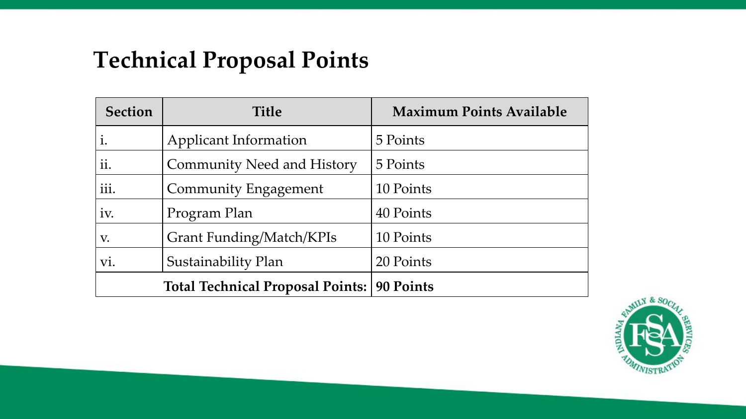# Technical Proposal Points

| Section | Title | Maximum Points Available |
|---|---|---|
| i. | Applicant Information | 5 Points |
| ii. | Community Need and History | 5 Points |
| iii. | Community Engagement | 10 Points |
| iv. | Program Plan | 40 Points |
| v. | Grant Funding/Match/KPIs | 10 Points |
| vi. | Sustainability Plan | 20 Points |
| | **Total Technical Proposal Points:** | **90 Points** |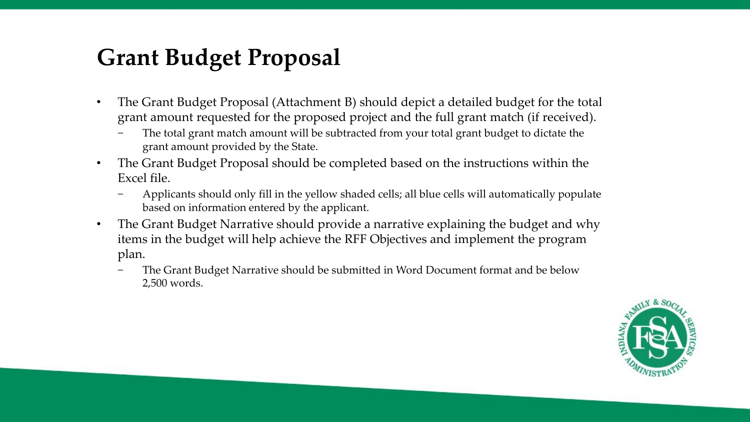# Grant Budget Proposal

- The Grant Budget Proposal (Attachment B) should depict a detailed budget for the total grant amount requested for the proposed project and the full grant match (if received).
  - The total grant match amount will be subtracted from your total grant budget to dictate the grant amount provided by the State.
- The Grant Budget Proposal should be completed based on the instructions within the Excel file.
  - Applicants should only fill in the yellow shaded cells; all blue cells will automatically populate based on information entered by the applicant.
- The Grant Budget Narrative should provide a narrative explaining the budget and why items in the budget will help achieve the RFF Objectives and implement the program plan.
  - The Grant Budget Narrative should be submitted in Word Document format and be below 2,500 words.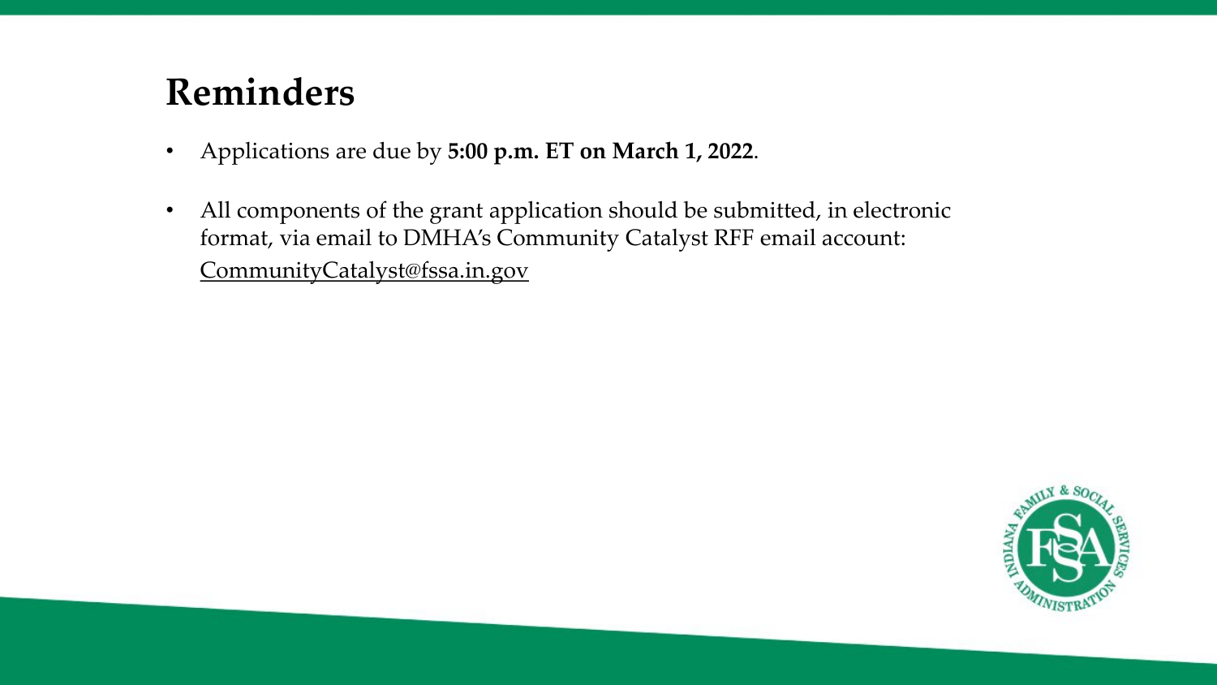# Reminders

- Applications are due by **5:00 p.m. ET on March 1, 2022**.
- All components of the grant application should be submitted, in electronic format, via email to DMHA's Community Catalyst RFF email account: CommunityCatalyst@fssa.in.gov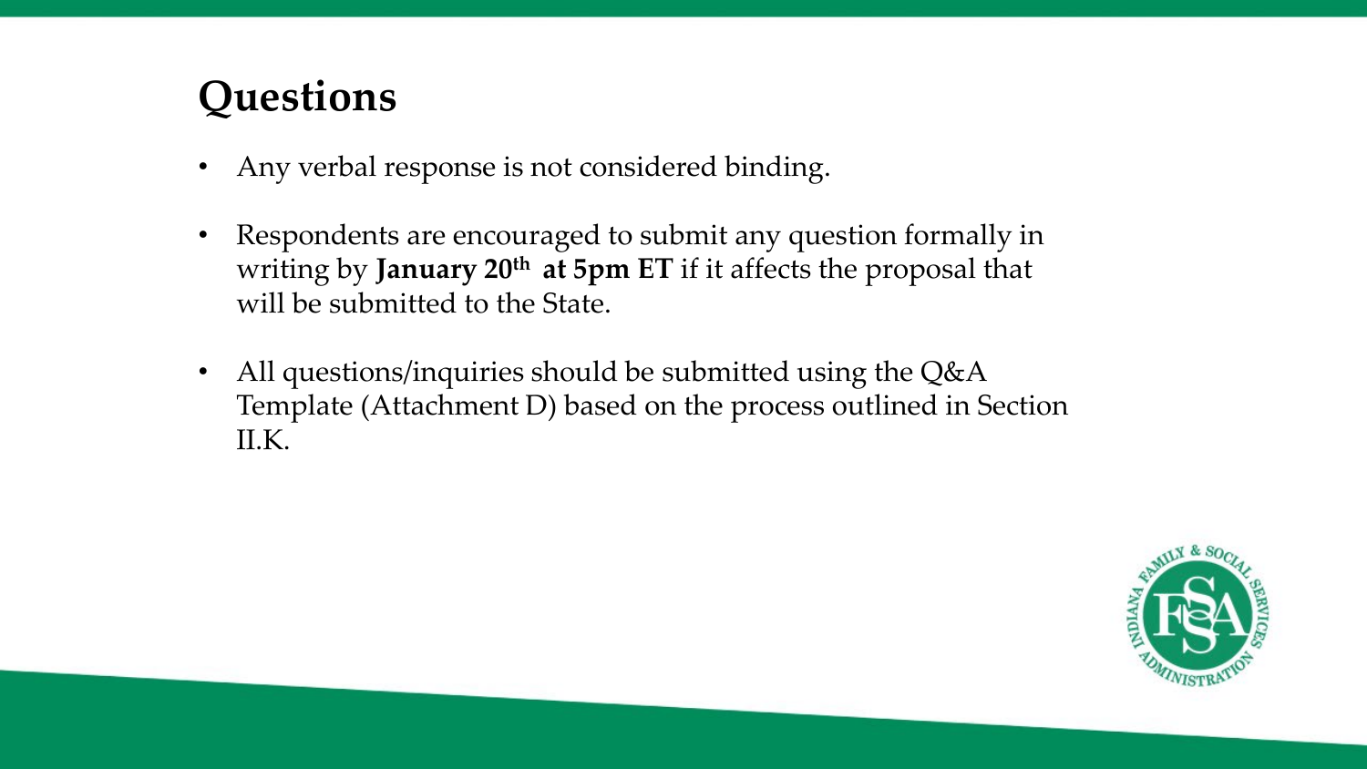# Questions

- Any verbal response is not considered binding.
- Respondents are encouraged to submit any question formally in writing by **January 20th at 5pm ET** if it affects the proposal that will be submitted to the State.
- All questions/inquiries should be submitted using the Q&A Template (Attachment D) based on the process outlined in Section II.K.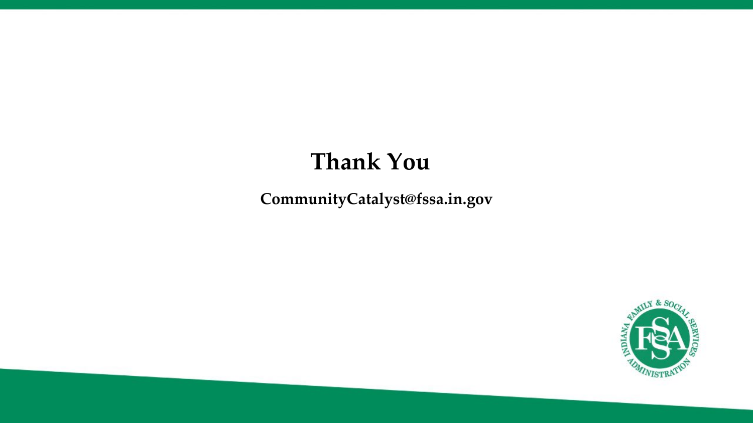# Thank You

**CommunityCatalyst@fssa.in.gov**